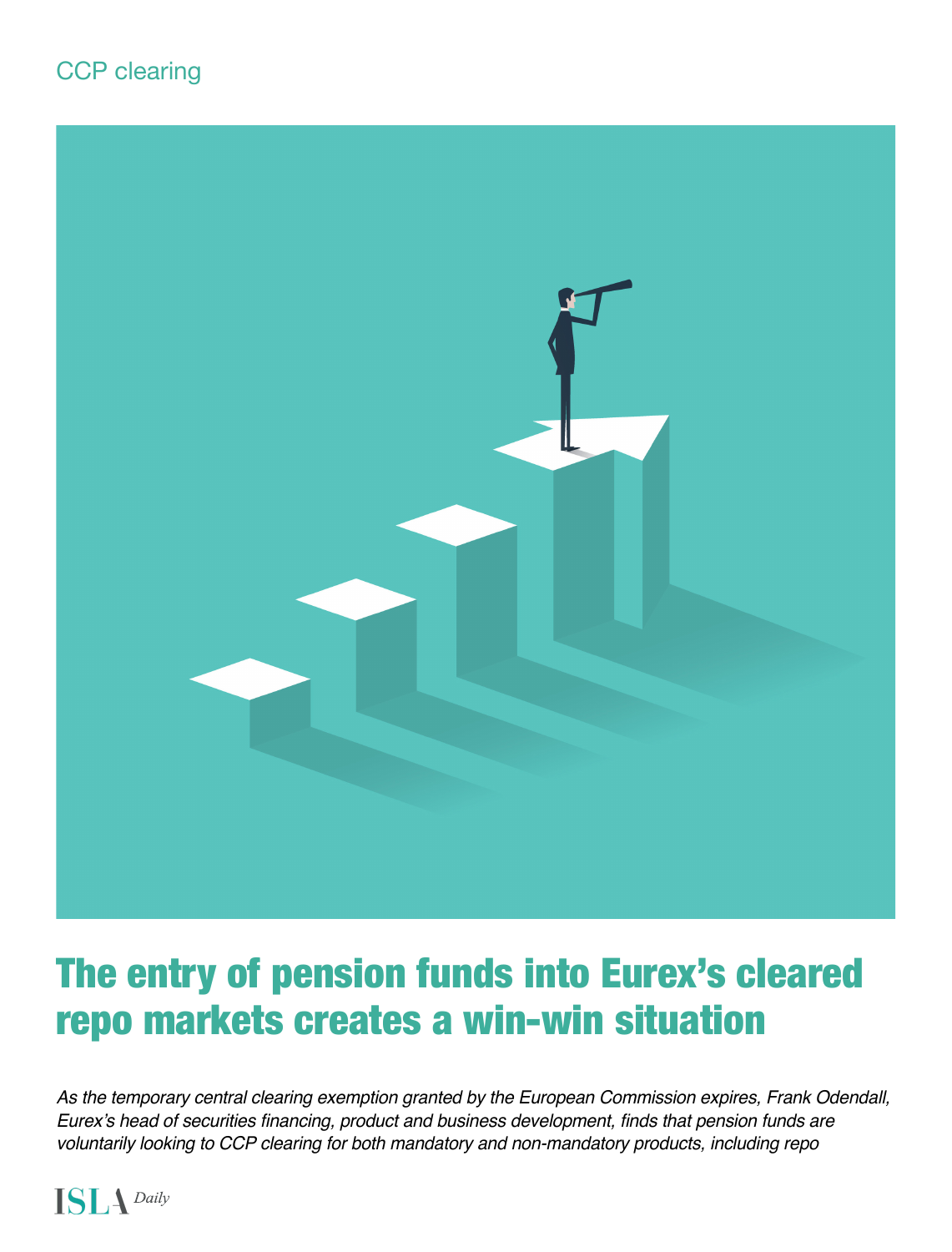CCP clearing

# The entry of pension funds into Eurex's cleared repo markets creates a win-win situation

*As the temporary central clearing exemption granted by the European Commission expires, Frank Odendall, Eurex's head of securities financing, product and business development, finds that pension funds are voluntarily looking to CCP clearing for both mandatory and non-mandatory products, including repo*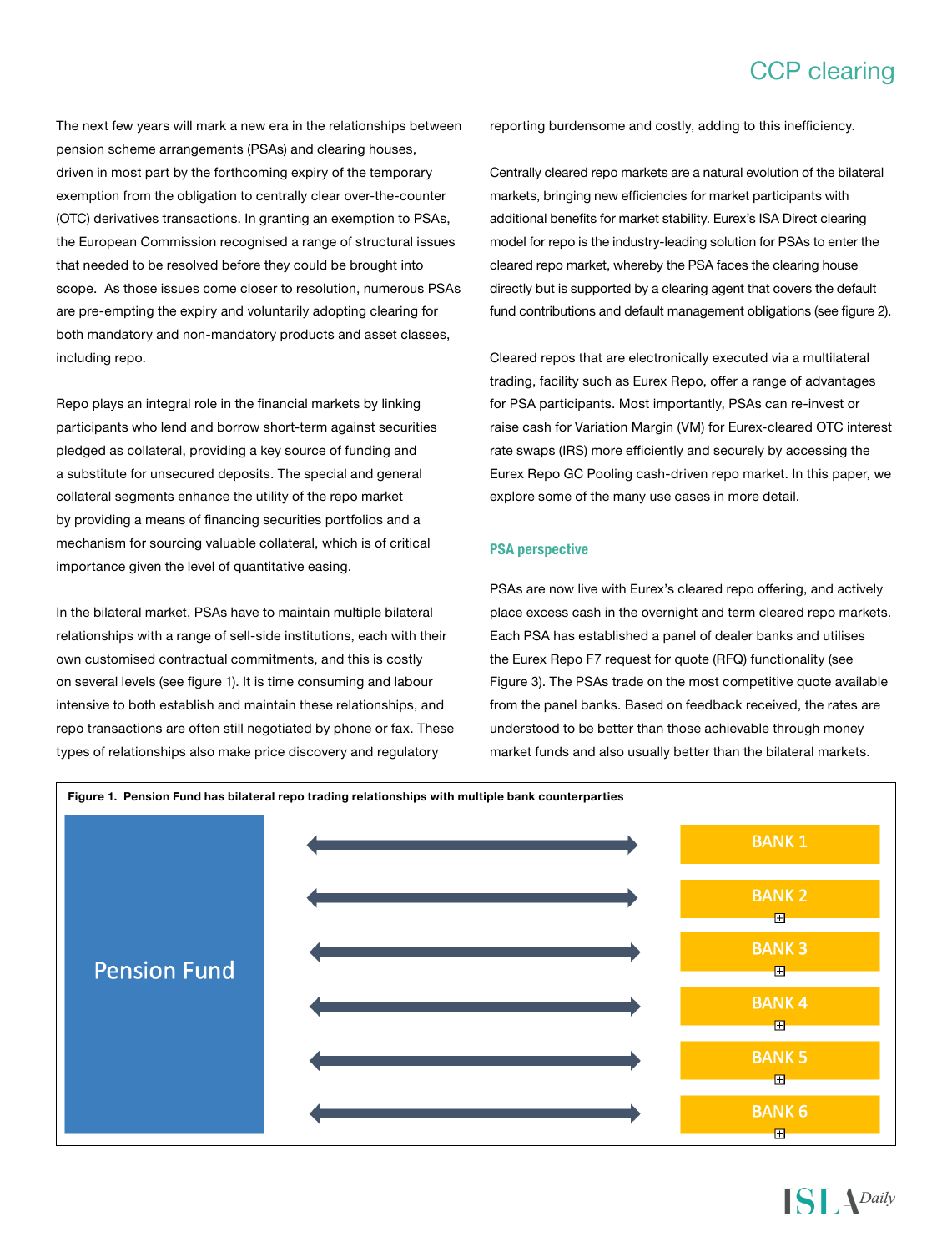The next few years will mark a new era in the relationships between pension scheme arrangements (PSAs) and clearing houses, driven in most part by the forthcoming expiry of the temporary exemption from the obligation to centrally clear over-the-counter (OTC) derivatives transactions. In granting an exemption to PSAs, the European Commission recognised a range of structural issues that needed to be resolved before they could be brought into scope. As those issues come closer to resolution, numerous PSAs are pre-empting the expiry and voluntarily adopting clearing for both mandatory and non-mandatory products and asset classes, including repo.

Repo plays an integral role in the financial markets by linking participants who lend and borrow short-term against securities pledged as collateral, providing a key source of funding and a substitute for unsecured deposits. The special and general collateral segments enhance the utility of the repo market by providing a means of financing securities portfolios and a mechanism for sourcing valuable collateral, which is of critical importance given the level of quantitative easing.

In the bilateral market, PSAs have to maintain multiple bilateral relationships with a range of sell-side institutions, each with their own customised contractual commitments, and this is costly on several levels (see figure 1). It is time consuming and labour intensive to both establish and maintain these relationships, and repo transactions are often still negotiated by phone or fax. These types of relationships also make price discovery and regulatory reporting burdensome and costly, adding to this inefficiency.

Centrally cleared repo markets are a natural evolution of the bilateral markets, bringing new efficiencies for market participants with additional benefits for market stability. Eurex's ISA Direct clearing model for repo is the industry-leading solution for PSAs to enter the cleared repo market, whereby the PSA faces the clearing house directly but is supported by a clearing agent that covers the default fund contributions and default management obligations (see figure 2).

Cleared repos that are electronically executed via a multilateral trading, facility such as Eurex Repo, offer a range of advantages for PSA participants. Most importantly, PSAs can re-invest or raise cash for Variation Margin (VM) for Eurex-cleared OTC interest rate swaps (IRS) more efficiently and securely by accessing the Eurex Repo GC Pooling cash-driven repo market. In this paper, we explore some of the many use cases in more detail.

### PSA perspective

PSAs are now live with Eurex's cleared repo offering, and actively place excess cash in the overnight and term cleared repo markets. Each PSA has established a panel of dealer banks and utilises the Eurex Repo F7 request for quote (RFQ) functionality (see Figure 3). The PSAs trade on the most competitive quote available from the panel banks. Based on feedback received, the rates are understood to be better than those achievable through money market funds and also usually better than the bilateral markets.

**Figure 1. Pension Fund has bilateral repo trading relationships with multiple bank counterparties**

Pension Fund ⟷ BANK 1
Pension Fund ⟷ BANK 2
Pension Fund ⟷ BANK 3
Pension Fund ⟷ BANK 4
Pension Fund ⟷ BANK 5
Pension Fund ⟷ BANK 6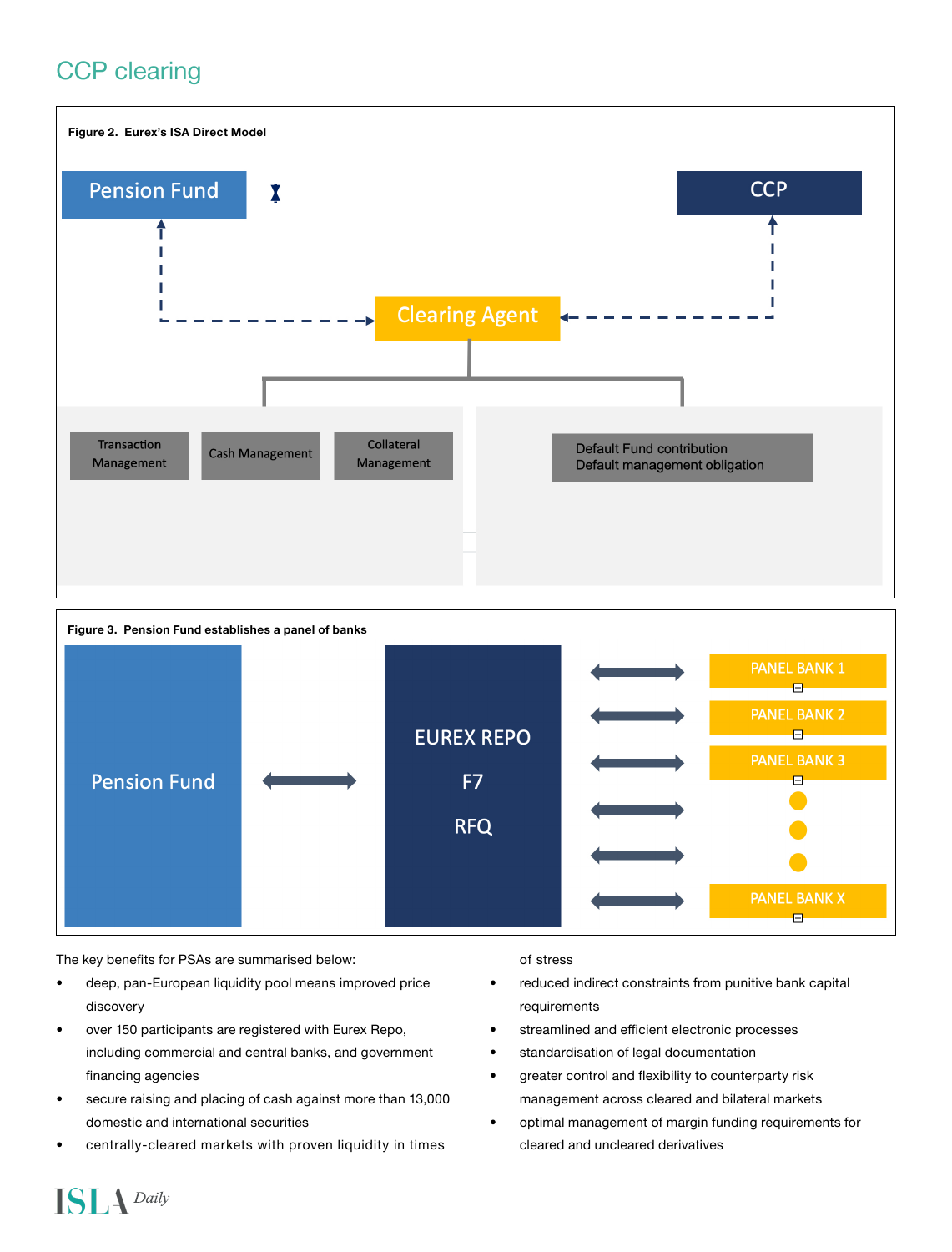## CCP clearing

**Figure 2. Eurex's ISA Direct Model**

Pension Fund

CCP

Clearing Agent

Transaction Management

Cash Management

Collateral Management

Default Fund contribution
Default management obligation

**Figure 3. Pension Fund establishes a panel of banks**

Pension Fund

EUREX REPO

F7

RFQ

PANEL BANK 1

PANEL BANK 2

PANEL BANK 3

PANEL BANK X

The key benefits for PSAs are summarised below:

- deep, pan-European liquidity pool means improved price discovery
- over 150 participants are registered with Eurex Repo, including commercial and central banks, and government financing agencies
- secure raising and placing of cash against more than 13,000 domestic and international securities
- centrally-cleared markets with proven liquidity in times of stress
- reduced indirect constraints from punitive bank capital requirements
- streamlined and efficient electronic processes
- standardisation of legal documentation
- greater control and flexibility to counterparty risk management across cleared and bilateral markets
- optimal management of margin funding requirements for cleared and uncleared derivatives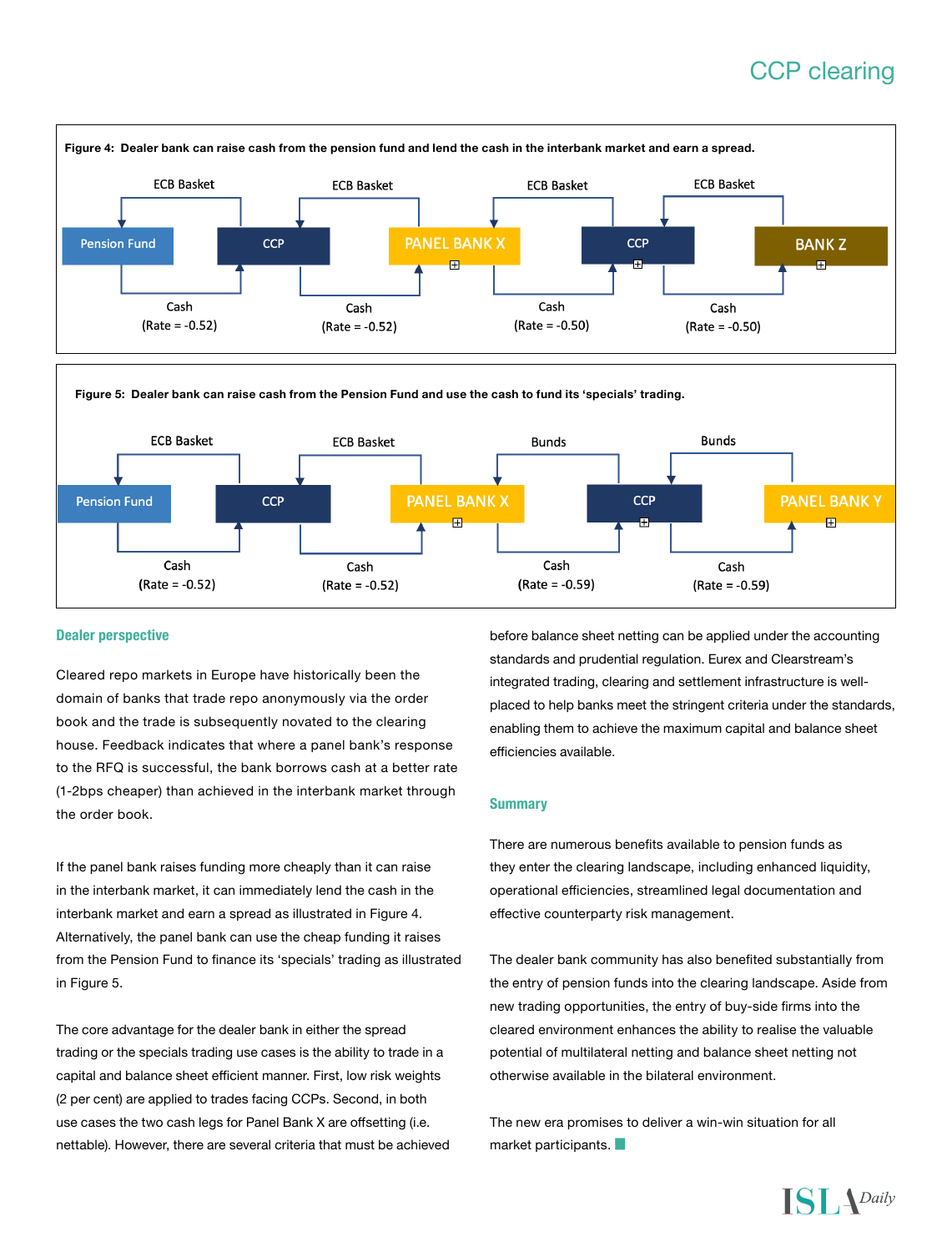**Figure 4: Dealer bank can raise cash from the pension fund and lend the cash in the interbank market and earn a spread.**

Pension Fund | CCP | PANEL BANK X | CCP | BANK Z

ECB Basket | ECB Basket | ECB Basket | ECB Basket

Cash (Rate = -0.52) | Cash (Rate = -0.52) | Cash (Rate = -0.50) | Cash (Rate = -0.50)

**Figure 5: Dealer bank can raise cash from the Pension Fund and use the cash to fund its 'specials' trading.**

Pension Fund | CCP | PANEL BANK X | CCP | PANEL BANK Y

ECB Basket | ECB Basket | Bunds | Bunds

Cash (Rate = -0.52) | Cash (Rate = -0.52) | Cash (Rate = -0.59) | Cash (Rate = -0.59)

## Dealer perspective

Cleared repo markets in Europe have historically been the domain of banks that trade repo anonymously via the order book and the trade is subsequently novated to the clearing house. Feedback indicates that where a panel bank's response to the RFQ is successful, the bank borrows cash at a better rate (1-2bps cheaper) than achieved in the interbank market through the order book.

If the panel bank raises funding more cheaply than it can raise in the interbank market, it can immediately lend the cash in the interbank market and earn a spread as illustrated in Figure 4. Alternatively, the panel bank can use the cheap funding it raises from the Pension Fund to finance its 'specials' trading as illustrated in Figure 5.

The core advantage for the dealer bank in either the spread trading or the specials trading use cases is the ability to trade in a capital and balance sheet efficient manner. First, low risk weights (2 per cent) are applied to trades facing CCPs. Second, in both use cases the two cash legs for Panel Bank X are offsetting (i.e. nettable). However, there are several criteria that must be achieved before balance sheet netting can be applied under the accounting standards and prudential regulation. Eurex and Clearstream's integrated trading, clearing and settlement infrastructure is well-placed to help banks meet the stringent criteria under the standards, enabling them to achieve the maximum capital and balance sheet efficiencies available.

## Summary

There are numerous benefits available to pension funds as they enter the clearing landscape, including enhanced liquidity, operational efficiencies, streamlined legal documentation and effective counterparty risk management.

The dealer bank community has also benefited substantially from the entry of pension funds into the clearing landscape. Aside from new trading opportunities, the entry of buy-side firms into the cleared environment enhances the ability to realise the valuable potential of multilateral netting and balance sheet netting not otherwise available in the bilateral environment.

The new era promises to deliver a win-win situation for all market participants.